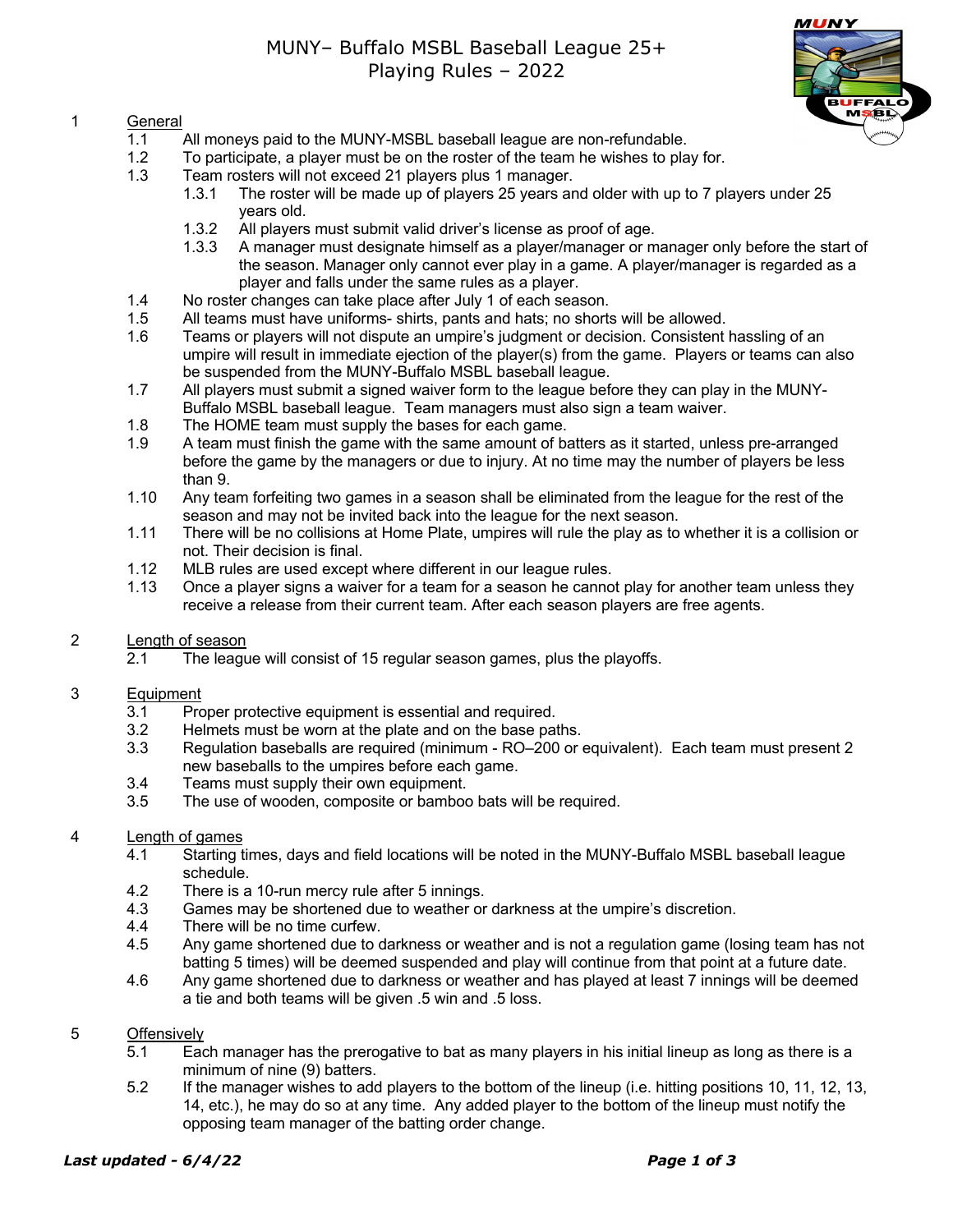# MUNY– Buffalo MSBL Baseball League 25+
# Playing Rules – 2022

1 General

1.1 All moneys paid to the MUNY-MSBL baseball league are non-refundable.

1.2 To participate, a player must be on the roster of the team he wishes to play for.

1.3 Team rosters will not exceed 21 players plus 1 manager.

- 1.3.1 The roster will be made up of players 25 years and older with up to 7 players under 25 years old.
- 1.3.2 All players must submit valid driver's license as proof of age.
- 1.3.3 A manager must designate himself as a player/manager or manager only before the start of the season. Manager only cannot ever play in a game. A player/manager is regarded as a player and falls under the same rules as a player.

1.4 No roster changes can take place after July 1 of each season.

1.5 All teams must have uniforms- shirts, pants and hats; no shorts will be allowed.

1.6 Teams or players will not dispute an umpire's judgment or decision. Consistent hassling of an umpire will result in immediate ejection of the player(s) from the game. Players or teams can also be suspended from the MUNY-Buffalo MSBL baseball league.

1.7 All players must submit a signed waiver form to the league before they can play in the MUNY-Buffalo MSBL baseball league. Team managers must also sign a team waiver.

1.8 The HOME team must supply the bases for each game.

1.9 A team must finish the game with the same amount of batters as it started, unless pre-arranged before the game by the managers or due to injury. At no time may the number of players be less than 9.

1.10 Any team forfeiting two games in a season shall be eliminated from the league for the rest of the season and may not be invited back into the league for the next season.

1.11 There will be no collisions at Home Plate, umpires will rule the play as to whether it is a collision or not. Their decision is final.

1.12 MLB rules are used except where different in our league rules.

1.13 Once a player signs a waiver for a team for a season he cannot play for another team unless they receive a release from their current team. After each season players are free agents.

2 Length of season

2.1 The league will consist of 15 regular season games, plus the playoffs.

3 Equipment

3.1 Proper protective equipment is essential and required.

3.2 Helmets must be worn at the plate and on the base paths.

3.3 Regulation baseballs are required (minimum - RO–200 or equivalent). Each team must present 2 new baseballs to the umpires before each game.

3.4 Teams must supply their own equipment.

3.5 The use of wooden, composite or bamboo bats will be required.

4 Length of games

4.1 Starting times, days and field locations will be noted in the MUNY-Buffalo MSBL baseball league schedule.

4.2 There is a 10-run mercy rule after 5 innings.

4.3 Games may be shortened due to weather or darkness at the umpire's discretion.

4.4 There will be no time curfew.

4.5 Any game shortened due to darkness or weather and is not a regulation game (losing team has not batting 5 times) will be deemed suspended and play will continue from that point at a future date.

4.6 Any game shortened due to darkness or weather and has played at least 7 innings will be deemed a tie and both teams will be given .5 win and .5 loss.

5 Offensively

5.1 Each manager has the prerogative to bat as many players in his initial lineup as long as there is a minimum of nine (9) batters.

5.2 If the manager wishes to add players to the bottom of the lineup (i.e. hitting positions 10, 11, 12, 13, 14, etc.), he may do so at any time. Any added player to the bottom of the lineup must notify the opposing team manager of the batting order change.

***Last updated - 6/4/22***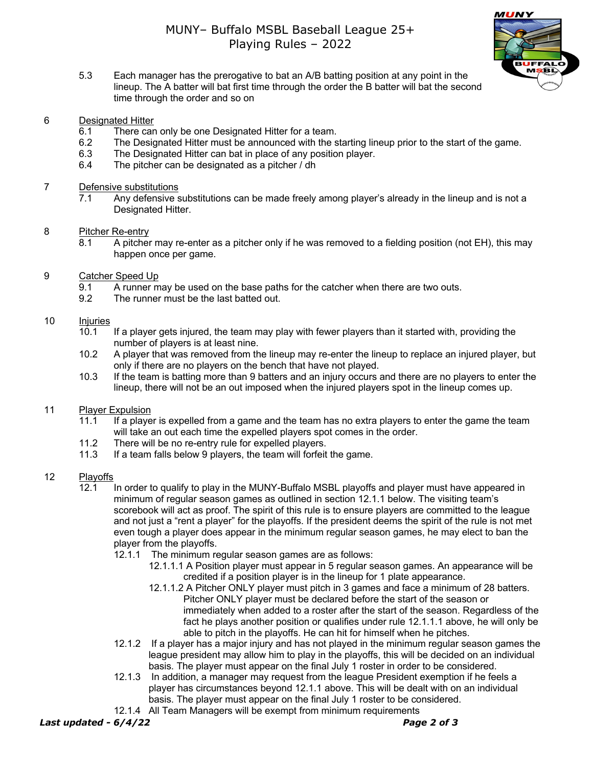5.3 Each manager has the prerogative to bat an A/B batting position at any point in the lineup. The A batter will bat first time through the order the B batter will bat the second time through the order and so on

6 Designated Hitter

- 6.1 There can only be one Designated Hitter for a team.
- 6.2 The Designated Hitter must be announced with the starting lineup prior to the start of the game.
- 6.3 The Designated Hitter can bat in place of any position player.
- 6.4 The pitcher can be designated as a pitcher / dh

7 Defensive substitutions

- 7.1 Any defensive substitutions can be made freely among player's already in the lineup and is not a Designated Hitter.

8 Pitcher Re-entry

- 8.1 A pitcher may re-enter as a pitcher only if he was removed to a fielding position (not EH), this may happen once per game.

9 Catcher Speed Up

- 9.1 A runner may be used on the base paths for the catcher when there are two outs.
- 9.2 The runner must be the last batted out.

10 Injuries

- 10.1 If a player gets injured, the team may play with fewer players than it started with, providing the number of players is at least nine.
- 10.2 A player that was removed from the lineup may re-enter the lineup to replace an injured player, but only if there are no players on the bench that have not played.
- 10.3 If the team is batting more than 9 batters and an injury occurs and there are no players to enter the lineup, there will not be an out imposed when the injured players spot in the lineup comes up.

11 Player Expulsion

- 11.1 If a player is expelled from a game and the team has no extra players to enter the game the team will take an out each time the expelled players spot comes in the order.
- 11.2 There will be no re-entry rule for expelled players.
- 11.3 If a team falls below 9 players, the team will forfeit the game.

12 Playoffs

- 12.1 In order to qualify to play in the MUNY-Buffalo MSBL playoffs and player must have appeared in minimum of regular season games as outlined in section 12.1.1 below. The visiting team's scorebook will act as proof. The spirit of this rule is to ensure players are committed to the league and not just a "rent a player" for the playoffs. If the president deems the spirit of the rule is not met even tough a player does appear in the minimum regular season games, he may elect to ban the player from the playoffs.
  - 12.1.1 The minimum regular season games are as follows:
    - 12.1.1.1 A Position player must appear in 5 regular season games. An appearance will be credited if a position player is in the lineup for 1 plate appearance.
    - 12.1.1.2 A Pitcher ONLY player must pitch in 3 games and face a minimum of 28 batters. Pitcher ONLY player must be declared before the start of the season or immediately when added to a roster after the start of the season. Regardless of the fact he plays another position or qualifies under rule 12.1.1.1 above, he will only be able to pitch in the playoffs. He can hit for himself when he pitches.
  - 12.1.2 If a player has a major injury and has not played in the minimum regular season games the league president may allow him to play in the playoffs, this will be decided on an individual basis. The player must appear on the final July 1 roster in order to be considered.
  - 12.1.3 In addition, a manager may request from the league President exemption if he feels a player has circumstances beyond 12.1.1 above. This will be dealt with on an individual basis. The player must appear on the final July 1 roster to be considered.
  - 12.1.4 All Team Managers will be exempt from minimum requirements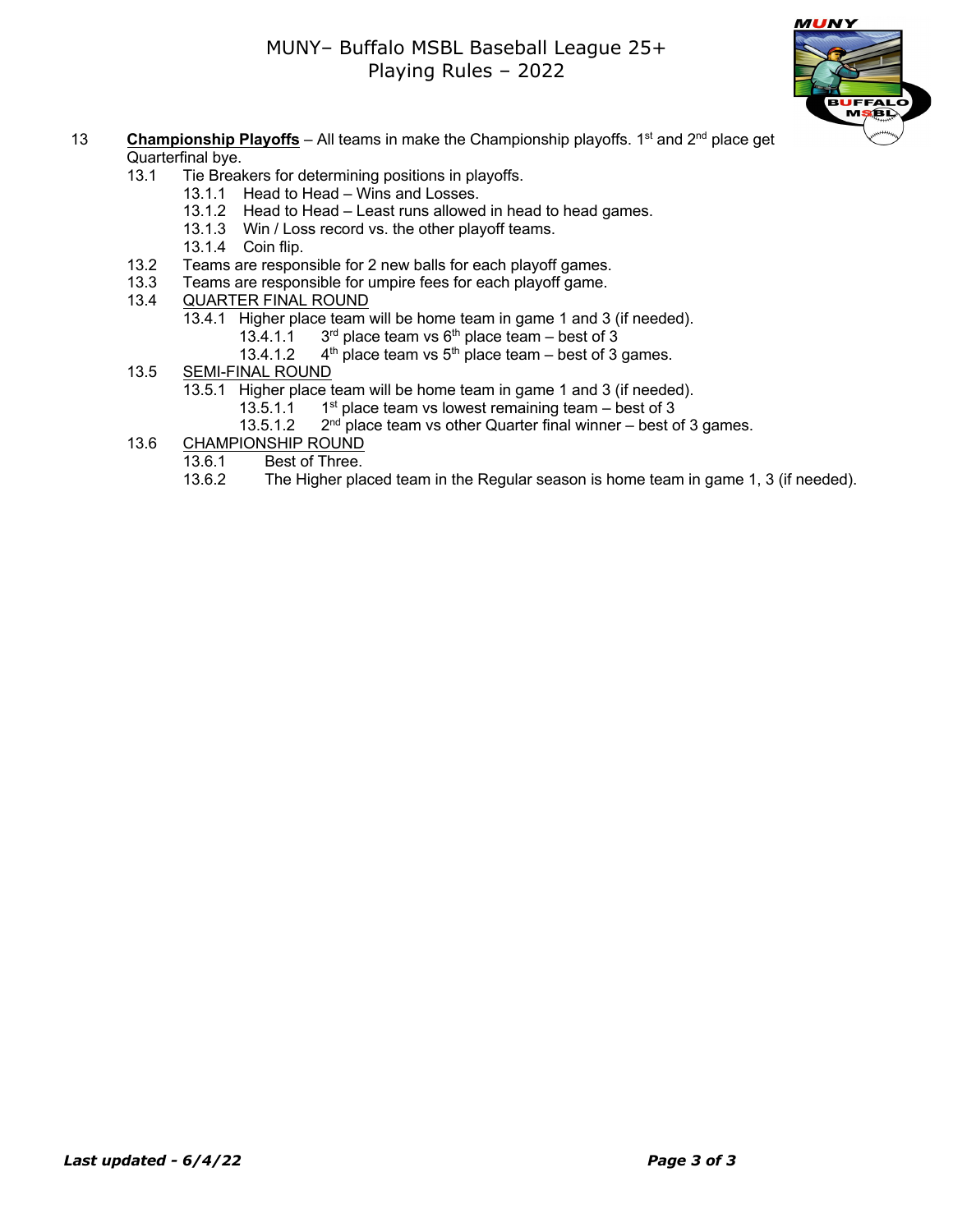13 **Championship Playoffs** – All teams in make the Championship playoffs. 1st and 2nd place get Quarterfinal bye.

- 13.1 Tie Breakers for determining positions in playoffs.
  - 13.1.1 Head to Head – Wins and Losses.
  - 13.1.2 Head to Head – Least runs allowed in head to head games.
  - 13.1.3 Win / Loss record vs. the other playoff teams.
  - 13.1.4 Coin flip.
- 13.2 Teams are responsible for 2 new balls for each playoff games.
- 13.3 Teams are responsible for umpire fees for each playoff game.
- 13.4 QUARTER FINAL ROUND
  - 13.4.1 Higher place team will be home team in game 1 and 3 (if needed).
    - 13.4.1.1 3rd place team vs 6th place team – best of 3
    - 13.4.1.2 4th place team vs 5th place team – best of 3 games.
- 13.5 SEMI-FINAL ROUND
  - 13.5.1 Higher place team will be home team in game 1 and 3 (if needed).
    - 13.5.1.1 1st place team vs lowest remaining team – best of 3
    - 13.5.1.2 2nd place team vs other Quarter final winner – best of 3 games.
- 13.6 CHAMPIONSHIP ROUND
  - 13.6.1 Best of Three.
  - 13.6.2 The Higher placed team in the Regular season is home team in game 1, 3 (if needed).

*Last updated - 6/4/22*